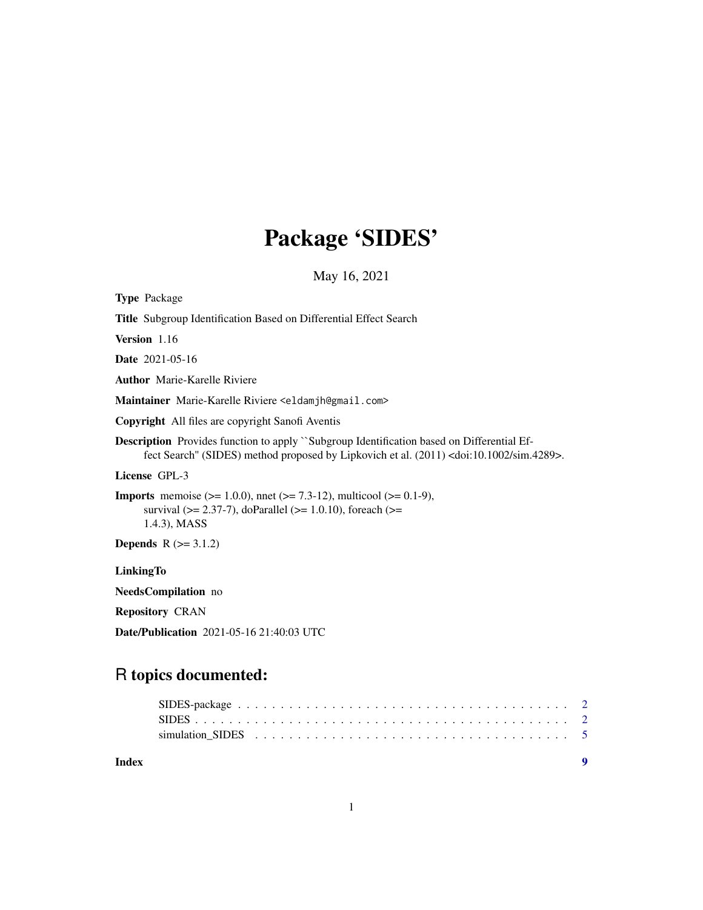# Package 'SIDES'

May 16, 2021

**Type** Package

**Title** Subgroup Identification Based on Differential Effect Search

**Version** 1.16

**Date** 2021-05-16

**Author** Marie-Karelle Riviere

**Maintainer** Marie-Karelle Riviere <eldamjh@gmail.com>

**Copyright** All files are copyright Sanofi Aventis

**Description** Provides function to apply ``Subgroup Identification based on Differential Effect Search'' (SIDES) method proposed by Lipkovich et al. (2011) <doi:10.1002/sim.4289>.

**License** GPL-3

**Imports** memoise (>= 1.0.0), nnet (>= 7.3-12), multicool (>= 0.1-9), survival (>= 2.37-7), doParallel (>= 1.0.10), foreach (>= 1.4.3), MASS

**Depends** R (>= 3.1.2)

**LinkingTo**

**NeedsCompilation** no

**Repository** CRAN

**Date/Publication** 2021-05-16 21:40:03 UTC

## R topics documented:

| | |
|---|---|
| SIDES-package | 2 |
| SIDES | 2 |
| simulation_SIDES | 5 |
| **Index** | **9** |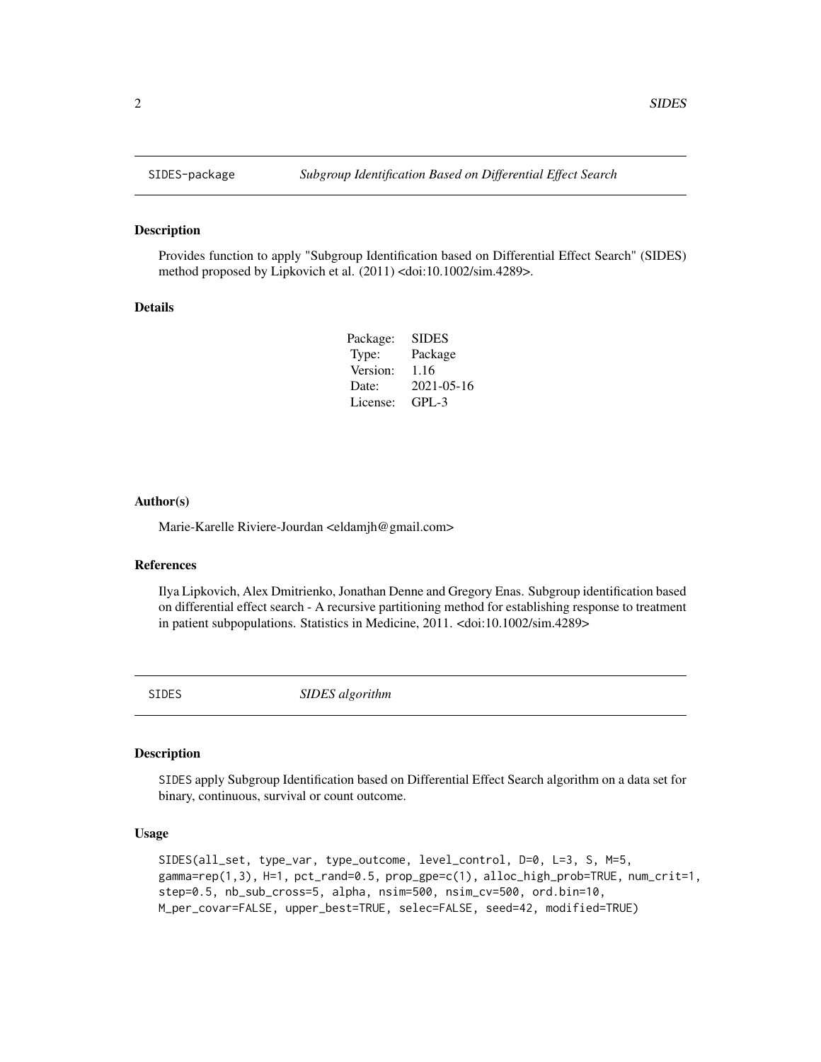## SIDES-package *Subgroup Identification Based on Differential Effect Search*

### Description

Provides function to apply "Subgroup Identification based on Differential Effect Search" (SIDES) method proposed by Lipkovich et al. (2011) <doi:10.1002/sim.4289>.

### Details

| | |
|---|---|
| Package: | SIDES |
| Type: | Package |
| Version: | 1.16 |
| Date: | 2021-05-16 |
| License: | GPL-3 |

### Author(s)

Marie-Karelle Riviere-Jourdan <eldamjh@gmail.com>

### References

Ilya Lipkovich, Alex Dmitrienko, Jonathan Denne and Gregory Enas. Subgroup identification based on differential effect search - A recursive partitioning method for establishing response to treatment in patient subpopulations. Statistics in Medicine, 2011. <doi:10.1002/sim.4289>

## SIDES *SIDES algorithm*

### Description

SIDES apply Subgroup Identification based on Differential Effect Search algorithm on a data set for binary, continuous, survival or count outcome.

### Usage

```
SIDES(all_set, type_var, type_outcome, level_control, D=0, L=3, S, M=5,
gamma=rep(1,3), H=1, pct_rand=0.5, prop_gpe=c(1), alloc_high_prob=TRUE, num_crit=1,
step=0.5, nb_sub_cross=5, alpha, nsim=500, nsim_cv=500, ord.bin=10,
M_per_covar=FALSE, upper_best=TRUE, selec=FALSE, seed=42, modified=TRUE)
```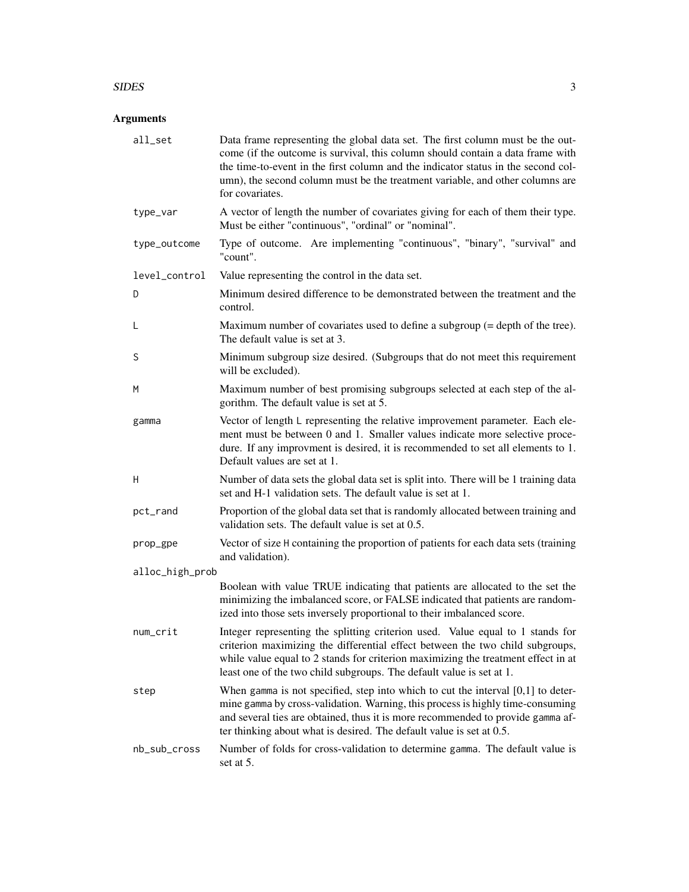### Arguments

| Argument | Description |
| --- | --- |
| all_set | Data frame representing the global data set. The first column must be the outcome (if the outcome is survival, this column should contain a data frame with the time-to-event in the first column and the indicator status in the second column), the second column must be the treatment variable, and other columns are for covariates. |
| type_var | A vector of length the number of covariates giving for each of them their type. Must be either "continuous", "ordinal" or "nominal". |
| type_outcome | Type of outcome. Are implementing "continuous", "binary", "survival" and "count". |
| level_control | Value representing the control in the data set. |
| D | Minimum desired difference to be demonstrated between the treatment and the control. |
| L | Maximum number of covariates used to define a subgroup (= depth of the tree). The default value is set at 3. |
| S | Minimum subgroup size desired. (Subgroups that do not meet this requirement will be excluded). |
| M | Maximum number of best promising subgroups selected at each step of the algorithm. The default value is set at 5. |
| gamma | Vector of length `L` representing the relative improvement parameter. Each element must be between 0 and 1. Smaller values indicate more selective procedure. If any improvment is desired, it is recommended to set all elements to 1. Default values are set at 1. |
| H | Number of data sets the global data set is split into. There will be 1 training data set and H-1 validation sets. The default value is set at 1. |
| pct_rand | Proportion of the global data set that is randomly allocated between training and validation sets. The default value is set at 0.5. |
| prop_gpe | Vector of size `H` containing the proportion of patients for each data sets (training and validation). |
| alloc_high_prob | Boolean with value TRUE indicating that patients are allocated to the set the minimizing the imbalanced score, or FALSE indicated that patients are randomized into those sets inversely proportional to their imbalanced score. |
| num_crit | Integer representing the splitting criterion used. Value equal to 1 stands for criterion maximizing the differential effect between the two child subgroups, while value equal to 2 stands for criterion maximizing the treatment effect in at least one of the two child subgroups. The default value is set at 1. |
| step | When `gamma` is not specified, step into which to cut the interval [0,1] to determine `gamma` by cross-validation. Warning, this process is highly time-consuming and several ties are obtained, thus it is more recommended to provide `gamma` after thinking about what is desired. The default value is set at 0.5. |
| nb_sub_cross | Number of folds for cross-validation to determine `gamma`. The default value is set at 5. |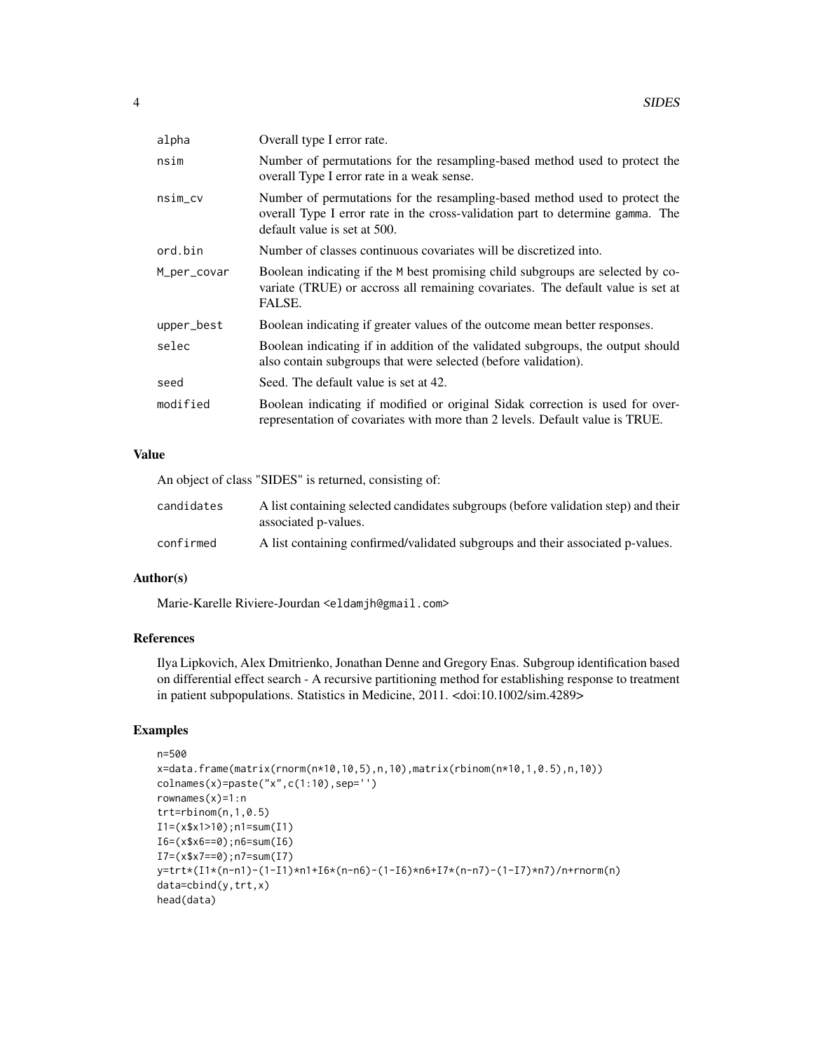| | |
|---|---|
| alpha | Overall type I error rate. |
| nsim | Number of permutations for the resampling-based method used to protect the overall Type I error rate in a weak sense. |
| nsim_cv | Number of permutations for the resampling-based method used to protect the overall Type I error rate in the cross-validation part to determine gamma. The default value is set at 500. |
| ord.bin | Number of classes continuous covariates will be discretized into. |
| M_per_covar | Boolean indicating if the M best promising child subgroups are selected by covariate (TRUE) or accross all remaining covariates. The default value is set at FALSE. |
| upper_best | Boolean indicating if greater values of the outcome mean better responses. |
| selec | Boolean indicating if in addition of the validated subgroups, the output should also contain subgroups that were selected (before validation). |
| seed | Seed. The default value is set at 42. |
| modified | Boolean indicating if modified or original Sidak correction is used for over-representation of covariates with more than 2 levels. Default value is TRUE. |

## Value

An object of class "SIDES" is returned, consisting of:

| | |
|---|---|
| candidates | A list containing selected candidates subgroups (before validation step) and their associated p-values. |
| confirmed | A list containing confirmed/validated subgroups and their associated p-values. |

## Author(s)

Marie-Karelle Riviere-Jourdan <eldamjh@gmail.com>

## References

Ilya Lipkovich, Alex Dmitrienko, Jonathan Denne and Gregory Enas. Subgroup identification based on differential effect search - A recursive partitioning method for establishing response to treatment in patient subpopulations. Statistics in Medicine, 2011. <doi:10.1002/sim.4289>

## Examples

```
n=500
x=data.frame(matrix(rnorm(n*10,10,5),n,10),matrix(rbinom(n*10,1,0.5),n,10))
colnames(x)=paste("x",c(1:10),sep='')
rownames(x)=1:n
trt=rbinom(n,1,0.5)
I1=(x$x1>10);n1=sum(I1)
I6=(x$x6==0);n6=sum(I6)
I7=(x$x7==0);n7=sum(I7)
y=trt*(I1*(n-n1)-(1-I1)*n1+I6*(n-n6)-(1-I6)*n6+I7*(n-n7)-(1-I7)*n7)/n+rnorm(n)
data=cbind(y,trt,x)
head(data)
```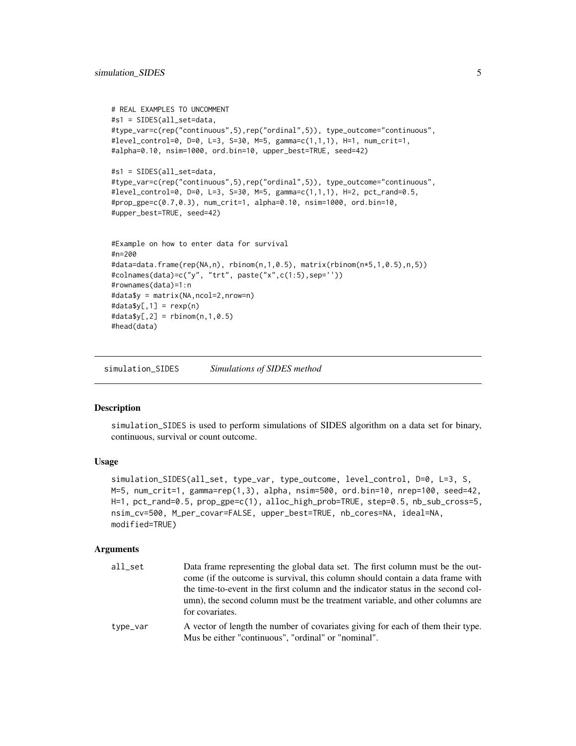```
# REAL EXAMPLES TO UNCOMMENT
#s1 = SIDES(all_set=data,
#type_var=c(rep("continuous",5),rep("ordinal",5)), type_outcome="continuous",
#level_control=0, D=0, L=3, S=30, M=5, gamma=c(1,1,1), H=1, num_crit=1,
#alpha=0.10, nsim=1000, ord.bin=10, upper_best=TRUE, seed=42)

#s1 = SIDES(all_set=data,
#type_var=c(rep("continuous",5),rep("ordinal",5)), type_outcome="continuous",
#level_control=0, D=0, L=3, S=30, M=5, gamma=c(1,1,1), H=2, pct_rand=0.5,
#prop_gpe=c(0.7,0.3), num_crit=1, alpha=0.10, nsim=1000, ord.bin=10,
#upper_best=TRUE, seed=42)


#Example on how to enter data for survival
#n=200
#data=data.frame(rep(NA,n), rbinom(n,1,0.5), matrix(rbinom(n*5,1,0.5),n,5))
#colnames(data)=c("y", "trt", paste("x",c(1:5),sep=''))
#rownames(data)=1:n
#data$y = matrix(NA,ncol=2,nrow=n)
#data$y[,1] = rexp(n)
#data$y[,2] = rbinom(n,1,0.5)
#head(data)
```

## simulation_SIDES — *Simulations of SIDES method*

### Description

simulation_SIDES is used to perform simulations of SIDES algorithm on a data set for binary, continuous, survival or count outcome.

### Usage

```
simulation_SIDES(all_set, type_var, type_outcome, level_control, D=0, L=3, S,
M=5, num_crit=1, gamma=rep(1,3), alpha, nsim=500, ord.bin=10, nrep=100, seed=42,
H=1, pct_rand=0.5, prop_gpe=c(1), alloc_high_prob=TRUE, step=0.5, nb_sub_cross=5,
nsim_cv=500, M_per_covar=FALSE, upper_best=TRUE, nb_cores=NA, ideal=NA,
modified=TRUE)
```

### Arguments

| | |
|---|---|
| all_set | Data frame representing the global data set. The first column must be the outcome (if the outcome is survival, this column should contain a data frame with the time-to-event in the first column and the indicator status in the second column), the second column must be the treatment variable, and other columns are for covariates. |
| type_var | A vector of length the number of covariates giving for each of them their type. Mus be either "continuous", "ordinal" or "nominal". |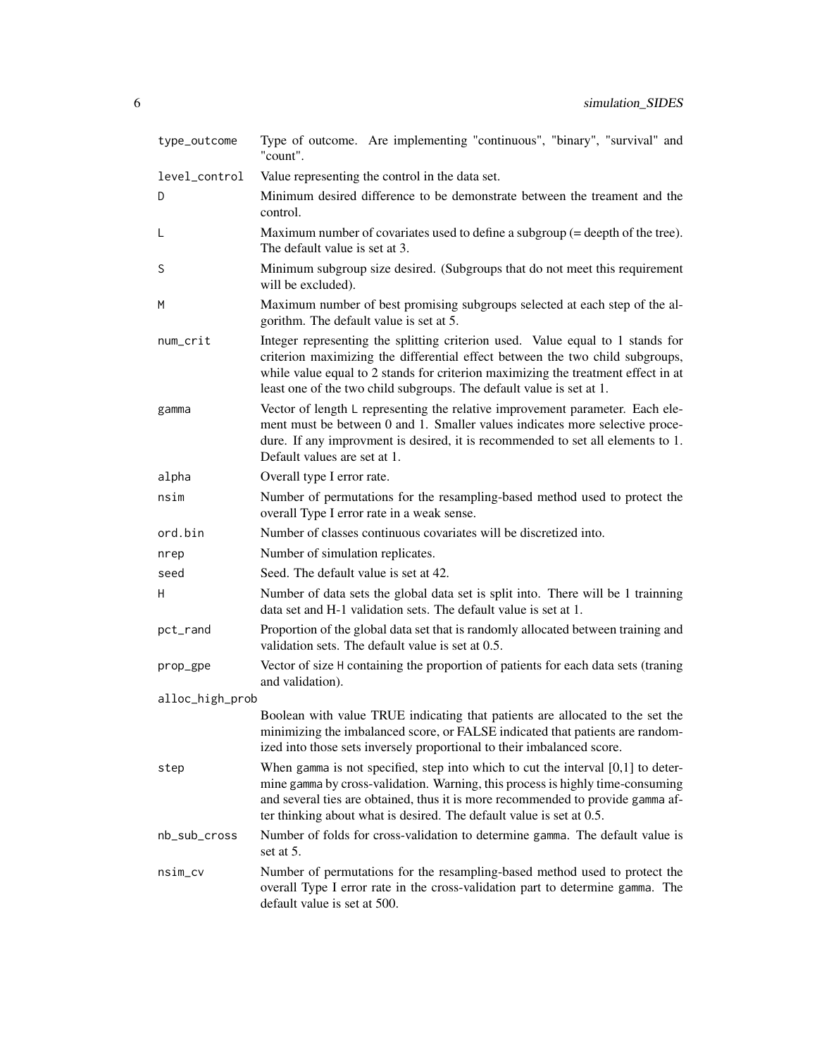| | |
|---|---|
| type_outcome | Type of outcome. Are implementing "continuous", "binary", "survival" and "count". |
| level_control | Value representing the control in the data set. |
| D | Minimum desired difference to be demonstrate between the treament and the control. |
| L | Maximum number of covariates used to define a subgroup (= deepth of the tree). The default value is set at 3. |
| S | Minimum subgroup size desired. (Subgroups that do not meet this requirement will be excluded). |
| M | Maximum number of best promising subgroups selected at each step of the algorithm. The default value is set at 5. |
| num_crit | Integer representing the splitting criterion used. Value equal to 1 stands for criterion maximizing the differential effect between the two child subgroups, while value equal to 2 stands for criterion maximizing the treatment effect in at least one of the two child subgroups. The default value is set at 1. |
| gamma | Vector of length L representing the relative improvement parameter. Each element must be between 0 and 1. Smaller values indicates more selective procedure. If any improvment is desired, it is recommended to set all elements to 1. Default values are set at 1. |
| alpha | Overall type I error rate. |
| nsim | Number of permutations for the resampling-based method used to protect the overall Type I error rate in a weak sense. |
| ord.bin | Number of classes continuous covariates will be discretized into. |
| nrep | Number of simulation replicates. |
| seed | Seed. The default value is set at 42. |
| H | Number of data sets the global data set is split into. There will be 1 trainning data set and H-1 validation sets. The default value is set at 1. |
| pct_rand | Proportion of the global data set that is randomly allocated between training and validation sets. The default value is set at 0.5. |
| prop_gpe | Vector of size H containing the proportion of patients for each data sets (traning and validation). |
| alloc_high_prob | Boolean with value TRUE indicating that patients are allocated to the set the minimizing the imbalanced score, or FALSE indicated that patients are randomized into those sets inversely proportional to their imbalanced score. |
| step | When gamma is not specified, step into which to cut the interval [0,1] to determine gamma by cross-validation. Warning, this process is highly time-consuming and several ties are obtained, thus it is more recommended to provide gamma after thinking about what is desired. The default value is set at 0.5. |
| nb_sub_cross | Number of folds for cross-validation to determine gamma. The default value is set at 5. |
| nsim_cv | Number of permutations for the resampling-based method used to protect the overall Type I error rate in the cross-validation part to determine gamma. The default value is set at 500. |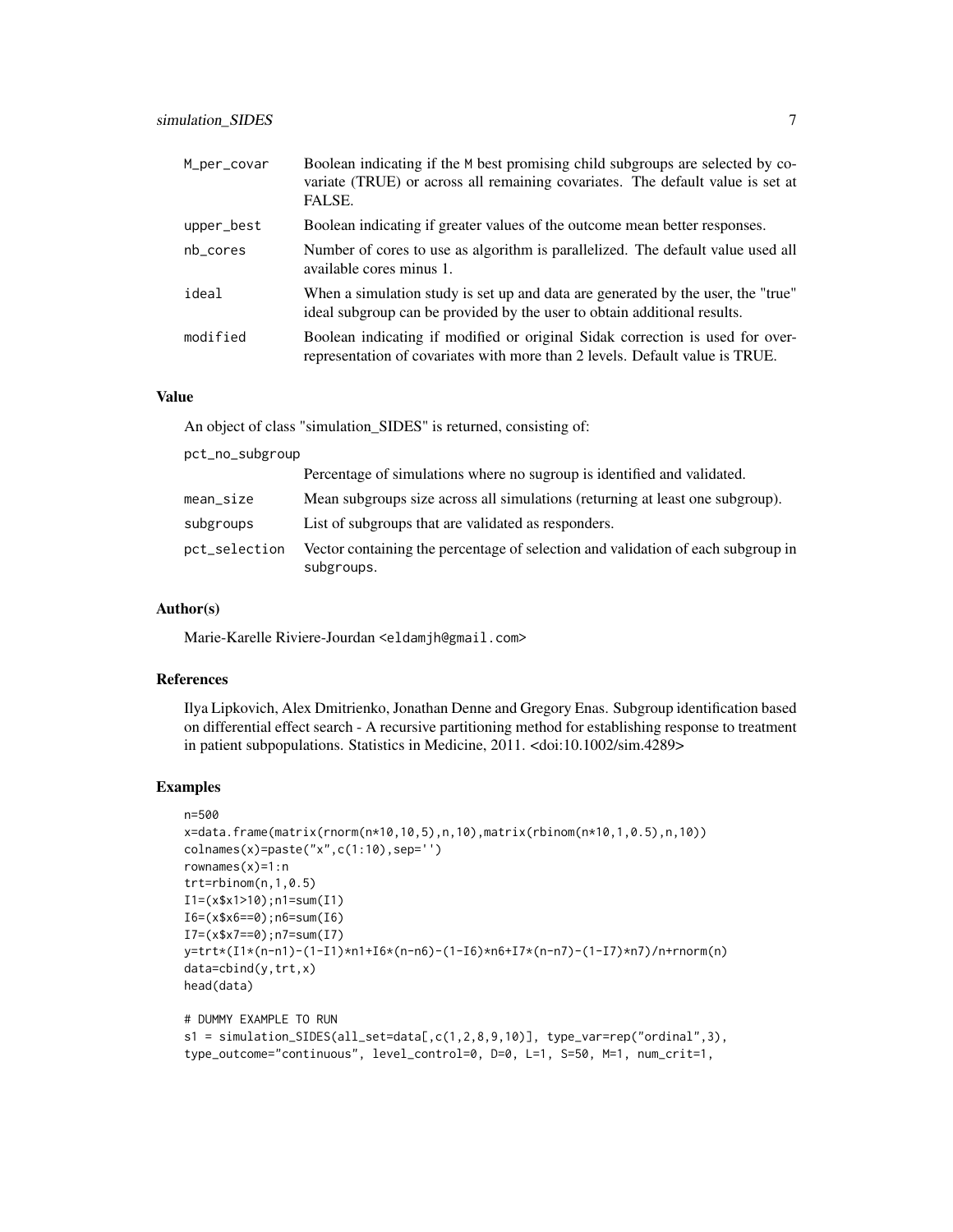| | |
|---|---|
| M_per_covar | Boolean indicating if the M best promising child subgroups are selected by covariate (TRUE) or across all remaining covariates. The default value is set at FALSE. |
| upper_best | Boolean indicating if greater values of the outcome mean better responses. |
| nb_cores | Number of cores to use as algorithm is parallelized. The default value used all available cores minus 1. |
| ideal | When a simulation study is set up and data are generated by the user, the "true" ideal subgroup can be provided by the user to obtain additional results. |
| modified | Boolean indicating if modified or original Sidak correction is used for over-representation of covariates with more than 2 levels. Default value is TRUE. |

## Value

An object of class "simulation_SIDES" is returned, consisting of:

| | |
|---|---|
| pct_no_subgroup | Percentage of simulations where no sugroup is identified and validated. |
| mean_size | Mean subgroups size across all simulations (returning at least one subgroup). |
| subgroups | List of subgroups that are validated as responders. |
| pct_selection | Vector containing the percentage of selection and validation of each subgroup in subgroups. |

## Author(s)

Marie-Karelle Riviere-Jourdan <eldamjh@gmail.com>

## References

Ilya Lipkovich, Alex Dmitrienko, Jonathan Denne and Gregory Enas. Subgroup identification based on differential effect search - A recursive partitioning method for establishing response to treatment in patient subpopulations. Statistics in Medicine, 2011. <doi:10.1002/sim.4289>

## Examples

```
n=500
x=data.frame(matrix(rnorm(n*10,10,5),n,10),matrix(rbinom(n*10,1,0.5),n,10))
colnames(x)=paste("x",c(1:10),sep='')
rownames(x)=1:n
trt=rbinom(n,1,0.5)
I1=(x$x1>10);n1=sum(I1)
I6=(x$x6==0);n6=sum(I6)
I7=(x$x7==0);n7=sum(I7)
y=trt*(I1*(n-n1)-(1-I1)*n1+I6*(n-n6)-(1-I6)*n6+I7*(n-n7)-(1-I7)*n7)/n+rnorm(n)
data=cbind(y,trt,x)
head(data)

# DUMMY EXAMPLE TO RUN
s1 = simulation_SIDES(all_set=data[,c(1,2,8,9,10)], type_var=rep("ordinal",3),
type_outcome="continuous", level_control=0, D=0, L=1, S=50, M=1, num_crit=1,
```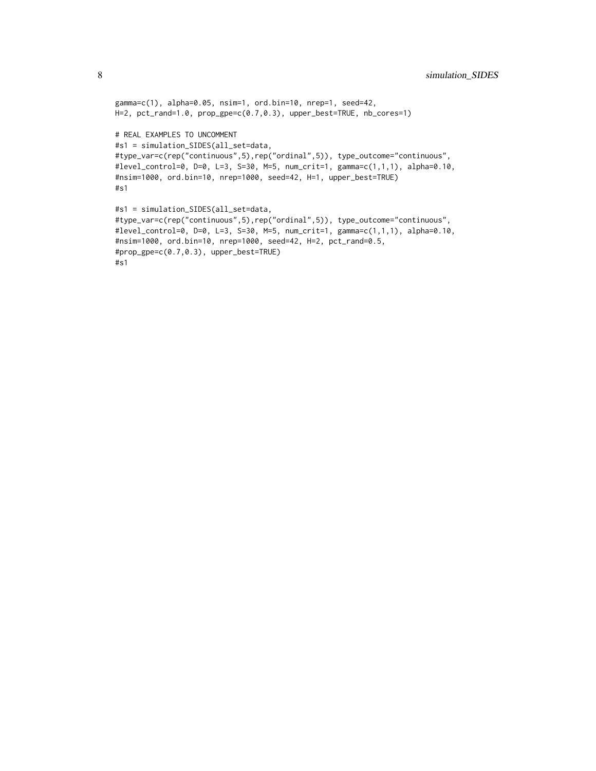```
gamma=c(1), alpha=0.05, nsim=1, ord.bin=10, nrep=1, seed=42,
H=2, pct_rand=1.0, prop_gpe=c(0.7,0.3), upper_best=TRUE, nb_cores=1)

# REAL EXAMPLES TO UNCOMMENT
#s1 = simulation_SIDES(all_set=data,
#type_var=c(rep("continuous",5),rep("ordinal",5)), type_outcome="continuous",
#level_control=0, D=0, L=3, S=30, M=5, num_crit=1, gamma=c(1,1,1), alpha=0.10,
#nsim=1000, ord.bin=10, nrep=1000, seed=42, H=1, upper_best=TRUE)
#s1

#s1 = simulation_SIDES(all_set=data,
#type_var=c(rep("continuous",5),rep("ordinal",5)), type_outcome="continuous",
#level_control=0, D=0, L=3, S=30, M=5, num_crit=1, gamma=c(1,1,1), alpha=0.10,
#nsim=1000, ord.bin=10, nrep=1000, seed=42, H=2, pct_rand=0.5,
#prop_gpe=c(0.7,0.3), upper_best=TRUE)
#s1
```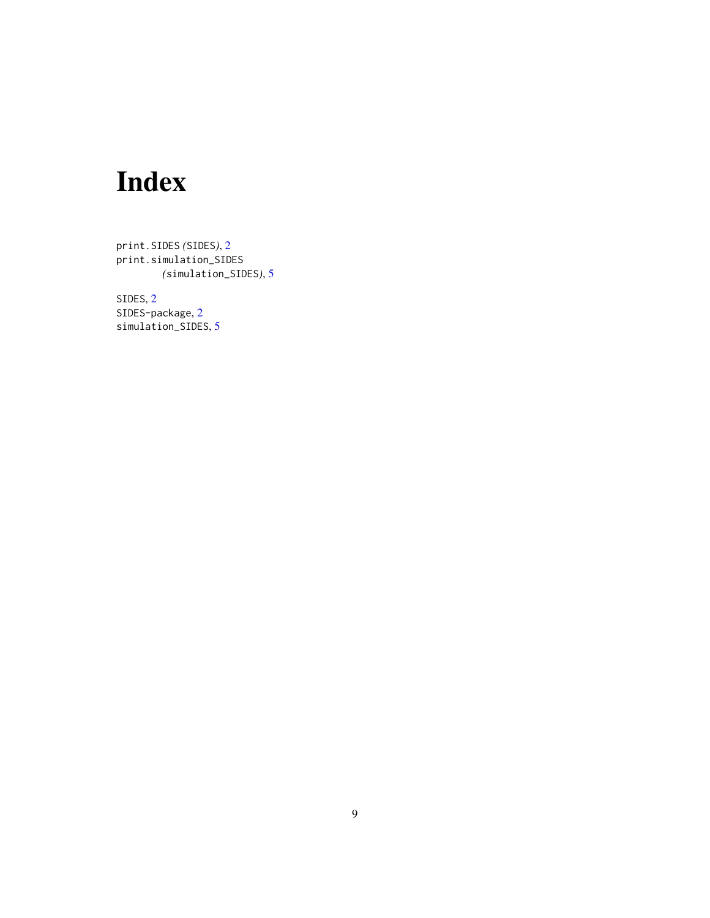# Index

print.SIDES (SIDES), 2
print.simulation_SIDES (simulation_SIDES), 5

SIDES, 2
SIDES-package, 2
simulation_SIDES, 5